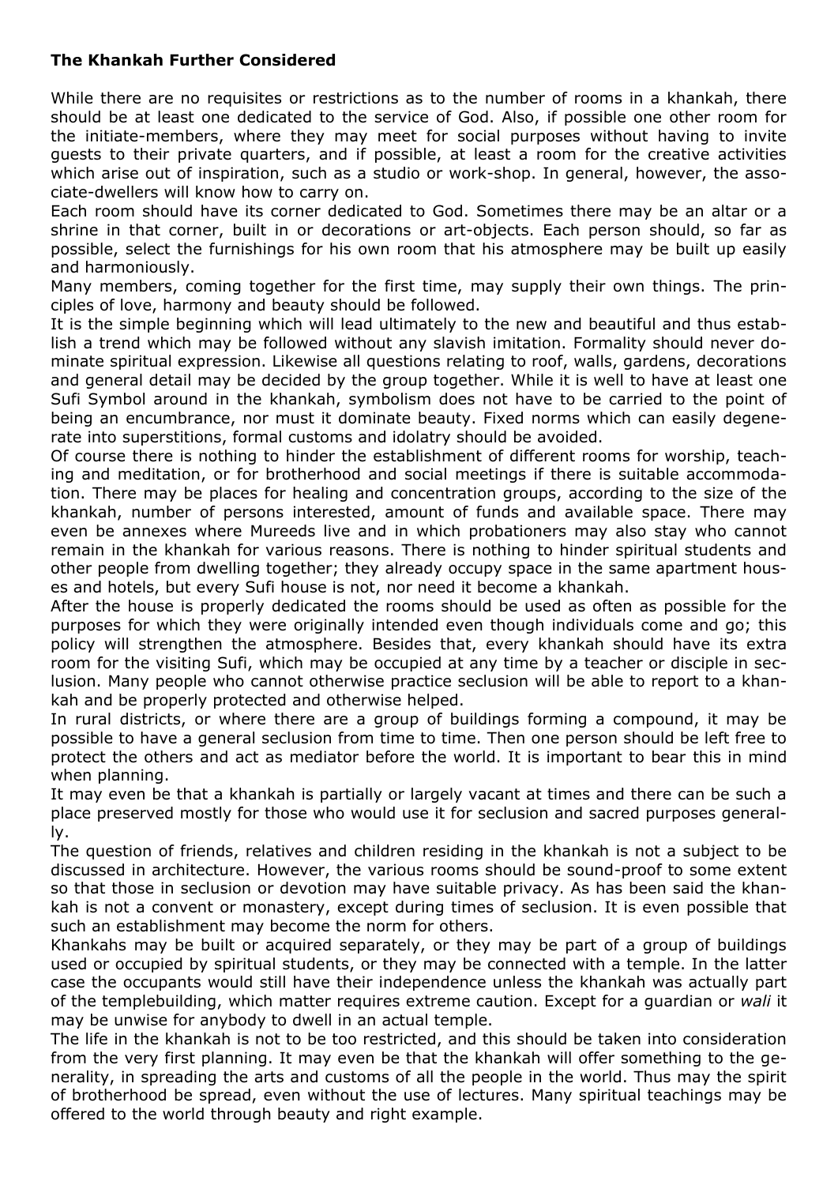**The Khankah Further Considered**

While there are no requisites or restrictions as to the number of rooms in a khankah, there should be at least one dedicated to the service of God. Also, if possible one other room for the initiate-members, where they may meet for social purposes without having to invite guests to their private quarters, and if possible, at least a room for the creative activities which arise out of inspiration, such as a studio or work-shop. In general, however, the associate-dwellers will know how to carry on.

Each room should have its corner dedicated to God. Sometimes there may be an altar or a shrine in that corner, built in or decorations or art-objects. Each person should, so far as possible, select the furnishings for his own room that his atmosphere may be built up easily and harmoniously.

Many members, coming together for the first time, may supply their own things. The principles of love, harmony and beauty should be followed.

It is the simple beginning which will lead ultimately to the new and beautiful and thus establish a trend which may be followed without any slavish imitation. Formality should never dominate spiritual expression. Likewise all questions relating to roof, walls, gardens, decorations and general detail may be decided by the group together. While it is well to have at least one Sufi Symbol around in the khankah, symbolism does not have to be carried to the point of being an encumbrance, nor must it dominate beauty. Fixed norms which can easily degenerate into superstitions, formal customs and idolatry should be avoided.

Of course there is nothing to hinder the establishment of different rooms for worship, teaching and meditation, or for brotherhood and social meetings if there is suitable accommodation. There may be places for healing and concentration groups, according to the size of the khankah, number of persons interested, amount of funds and available space. There may even be annexes where Mureeds live and in which probationers may also stay who cannot remain in the khankah for various reasons. There is nothing to hinder spiritual students and other people from dwelling together; they already occupy space in the same apartment houses and hotels, but every Sufi house is not, nor need it become a khankah.

After the house is properly dedicated the rooms should be used as often as possible for the purposes for which they were originally intended even though individuals come and go; this policy will strengthen the atmosphere. Besides that, every khankah should have its extra room for the visiting Sufi, which may be occupied at any time by a teacher or disciple in seclusion. Many people who cannot otherwise practice seclusion will be able to report to a khankah and be properly protected and otherwise helped.

In rural districts, or where there are a group of buildings forming a compound, it may be possible to have a general seclusion from time to time. Then one person should be left free to protect the others and act as mediator before the world. It is important to bear this in mind when planning.

It may even be that a khankah is partially or largely vacant at times and there can be such a place preserved mostly for those who would use it for seclusion and sacred purposes generally.

The question of friends, relatives and children residing in the khankah is not a subject to be discussed in architecture. However, the various rooms should be sound-proof to some extent so that those in seclusion or devotion may have suitable privacy. As has been said the khankah is not a convent or monastery, except during times of seclusion. It is even possible that such an establishment may become the norm for others.

Khankahs may be built or acquired separately, or they may be part of a group of buildings used or occupied by spiritual students, or they may be connected with a temple. In the latter case the occupants would still have their independence unless the khankah was actually part of the templebuilding, which matter requires extreme caution. Except for a guardian or *wali* it may be unwise for anybody to dwell in an actual temple.

The life in the khankah is not to be too restricted, and this should be taken into consideration from the very first planning. It may even be that the khankah will offer something to the generality, in spreading the arts and customs of all the people in the world. Thus may the spirit of brotherhood be spread, even without the use of lectures. Many spiritual teachings may be offered to the world through beauty and right example.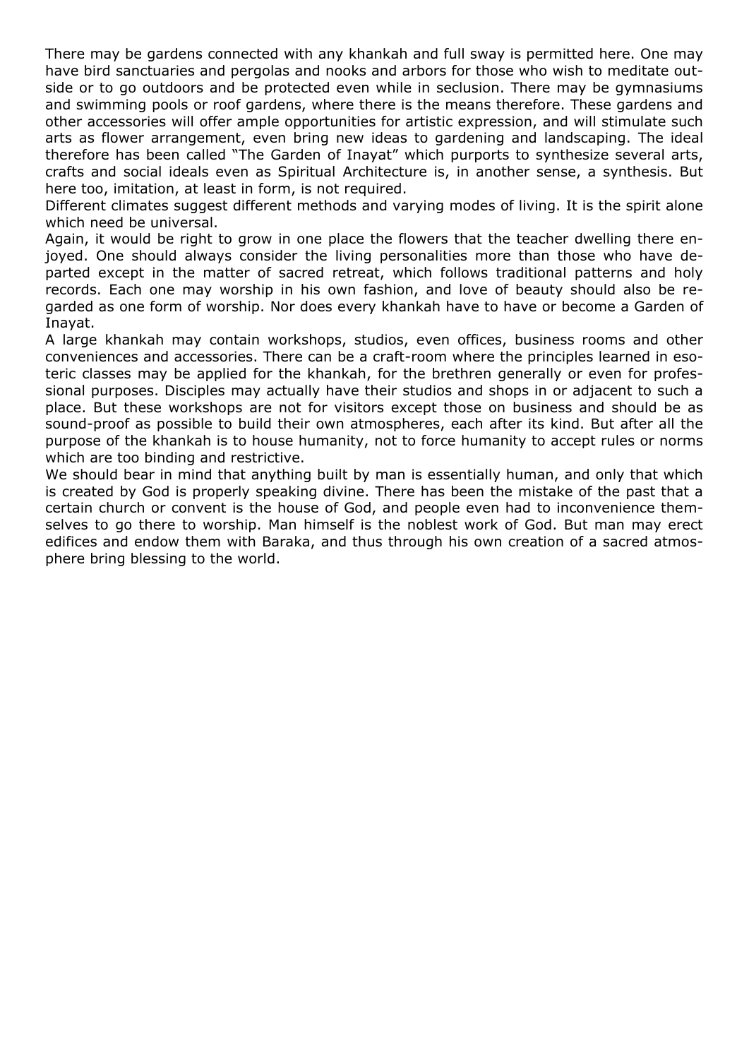There may be gardens connected with any khankah and full sway is permitted here. One may have bird sanctuaries and pergolas and nooks and arbors for those who wish to meditate outside or to go outdoors and be protected even while in seclusion. There may be gymnasiums and swimming pools or roof gardens, where there is the means therefore. These gardens and other accessories will offer ample opportunities for artistic expression, and will stimulate such arts as flower arrangement, even bring new ideas to gardening and landscaping. The ideal therefore has been called "The Garden of Inayat" which purports to synthesize several arts, crafts and social ideals even as Spiritual Architecture is, in another sense, a synthesis. But here too, imitation, at least in form, is not required.

Different climates suggest different methods and varying modes of living. It is the spirit alone which need be universal.

Again, it would be right to grow in one place the flowers that the teacher dwelling there enjoyed. One should always consider the living personalities more than those who have departed except in the matter of sacred retreat, which follows traditional patterns and holy records. Each one may worship in his own fashion, and love of beauty should also be regarded as one form of worship. Nor does every khankah have to have or become a Garden of Inayat.

A large khankah may contain workshops, studios, even offices, business rooms and other conveniences and accessories. There can be a craft-room where the principles learned in esoteric classes may be applied for the khankah, for the brethren generally or even for professional purposes. Disciples may actually have their studios and shops in or adjacent to such a place. But these workshops are not for visitors except those on business and should be as sound-proof as possible to build their own atmospheres, each after its kind. But after all the purpose of the khankah is to house humanity, not to force humanity to accept rules or norms which are too binding and restrictive.

We should bear in mind that anything built by man is essentially human, and only that which is created by God is properly speaking divine. There has been the mistake of the past that a certain church or convent is the house of God, and people even had to inconvenience themselves to go there to worship. Man himself is the noblest work of God. But man may erect edifices and endow them with Baraka, and thus through his own creation of a sacred atmosphere bring blessing to the world.